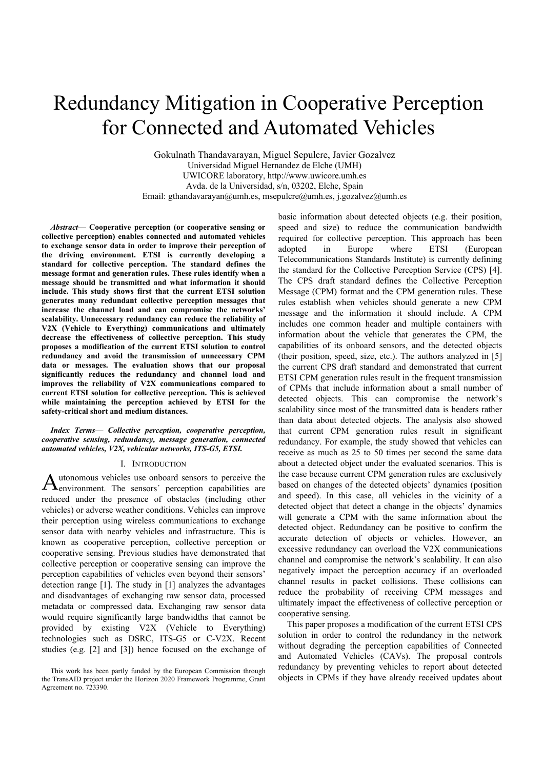# Redundancy Mitigation in Cooperative Perception for Connected and Automated Vehicles

Gokulnath Thandavarayan, Miguel Sepulcre, Javier Gozalvez
Universidad Miguel Hernandez de Elche (UMH)
UWICORE laboratory, http://www.uwicore.umh.es
Avda. de la Universidad, s/n, 03202, Elche, Spain
Email: gthandavarayan@umh.es, msepulcre@umh.es, j.gozalvez@umh.es

***Abstract*— Cooperative perception (or cooperative sensing or collective perception) enables connected and automated vehicles to exchange sensor data in order to improve their perception of the driving environment. ETSI is currently developing a standard for collective perception. The standard defines the message format and generation rules. These rules identify when a message should be transmitted and what information it should include. This study shows first that the current ETSI solution generates many redundant collective perception messages that increase the channel load and can compromise the networks' scalability. Unnecessary redundancy can reduce the reliability of V2X (Vehicle to Everything) communications and ultimately decrease the effectiveness of collective perception. This study proposes a modification of the current ETSI solution to control redundancy and avoid the transmission of unnecessary CPM data or messages. The evaluation shows that our proposal significantly reduces the redundancy and channel load and improves the reliability of V2X communications compared to current ETSI solution for collective perception. This is achieved while maintaining the perception achieved by ETSI for the safety-critical short and medium distances.**

***Index Terms*— *Collective perception, cooperative perception, cooperative sensing, redundancy, message generation, connected automated vehicles, V2X, vehicular networks, ITS-G5, ETSI.***

## I. Introduction

Autonomous vehicles use onboard sensors to perceive the environment. The sensors´ perception capabilities are reduced under the presence of obstacles (including other vehicles) or adverse weather conditions. Vehicles can improve their perception using wireless communications to exchange sensor data with nearby vehicles and infrastructure. This is known as cooperative perception, collective perception or cooperative sensing. Previous studies have demonstrated that collective perception or cooperative sensing can improve the perception capabilities of vehicles even beyond their sensors' detection range [1]. The study in [1] analyzes the advantages and disadvantages of exchanging raw sensor data, processed metadata or compressed data. Exchanging raw sensor data would require significantly large bandwidths that cannot be provided by existing V2X (Vehicle to Everything) technologies such as DSRC, ITS-G5 or C-V2X. Recent studies (e.g. [2] and [3]) hence focused on the exchange of basic information about detected objects (e.g. their position, speed and size) to reduce the communication bandwidth required for collective perception. This approach has been adopted in Europe where ETSI (European Telecommunications Standards Institute) is currently defining the standard for the Collective Perception Service (CPS) [4]. The CPS draft standard defines the Collective Perception Message (CPM) format and the CPM generation rules. These rules establish when vehicles should generate a new CPM message and the information it should include. A CPM includes one common header and multiple containers with information about the vehicle that generates the CPM, the capabilities of its onboard sensors, and the detected objects (their position, speed, size, etc.). The authors analyzed in [5] the current CPS draft standard and demonstrated that current ETSI CPM generation rules result in the frequent transmission of CPMs that include information about a small number of detected objects. This can compromise the network's scalability since most of the transmitted data is headers rather than data about detected objects. The analysis also showed that current CPM generation rules result in significant redundancy. For example, the study showed that vehicles can receive as much as 25 to 50 times per second the same data about a detected object under the evaluated scenarios. This is the case because current CPM generation rules are exclusively based on changes of the detected objects' dynamics (position and speed). In this case, all vehicles in the vicinity of a detected object that detect a change in the objects' dynamics will generate a CPM with the same information about the detected object. Redundancy can be positive to confirm the accurate detection of objects or vehicles. However, an excessive redundancy can overload the V2X communications channel and compromise the network's scalability. It can also negatively impact the perception accuracy if an overloaded channel results in packet collisions. These collisions can reduce the probability of receiving CPM messages and ultimately impact the effectiveness of collective perception or cooperative sensing.

This paper proposes a modification of the current ETSI CPS solution in order to control the redundancy in the network without degrading the perception capabilities of Connected and Automated Vehicles (CAVs). The proposal controls redundancy by preventing vehicles to report about detected objects in CPMs if they have already received updates about

This work has been partly funded by the European Commission through the TransAID project under the Horizon 2020 Framework Programme, Grant Agreement no. 723390.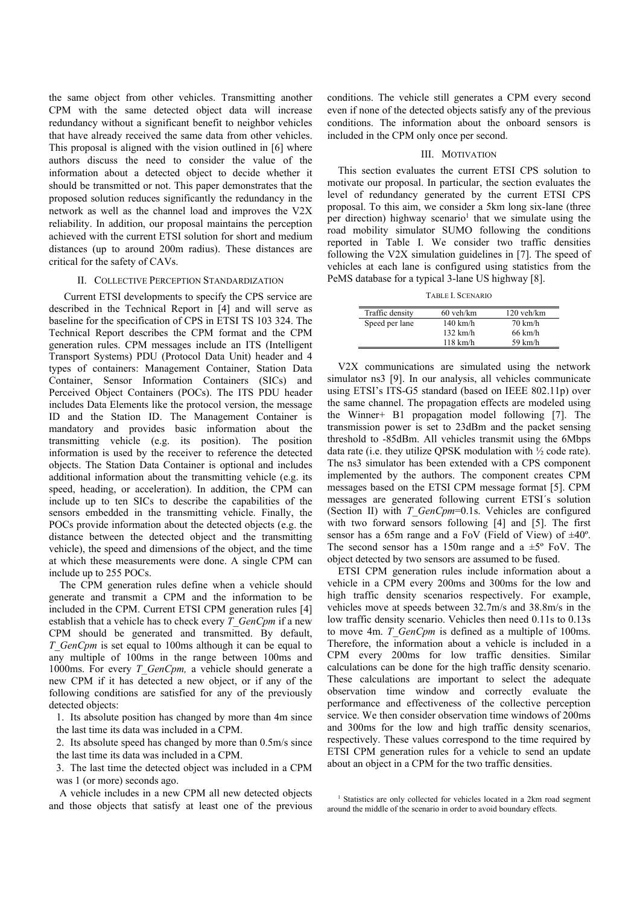the same object from other vehicles. Transmitting another CPM with the same detected object data will increase redundancy without a significant benefit to neighbor vehicles that have already received the same data from other vehicles. This proposal is aligned with the vision outlined in [6] where authors discuss the need to consider the value of the information about a detected object to decide whether it should be transmitted or not. This paper demonstrates that the proposed solution reduces significantly the redundancy in the network as well as the channel load and improves the V2X reliability. In addition, our proposal maintains the perception achieved with the current ETSI solution for short and medium distances (up to around 200m radius). These distances are critical for the safety of CAVs.

## II. Collective Perception Standardization

Current ETSI developments to specify the CPS service are described in the Technical Report in [4] and will serve as baseline for the specification of CPS in ETSI TS 103 324. The Technical Report describes the CPM format and the CPM generation rules. CPM messages include an ITS (Intelligent Transport Systems) PDU (Protocol Data Unit) header and 4 types of containers: Management Container, Station Data Container, Sensor Information Containers (SICs) and Perceived Object Containers (POCs). The ITS PDU header includes Data Elements like the protocol version, the message ID and the Station ID. The Management Container is mandatory and provides basic information about the transmitting vehicle (e.g. its position). The position information is used by the receiver to reference the detected objects. The Station Data Container is optional and includes additional information about the transmitting vehicle (e.g. its speed, heading, or acceleration). In addition, the CPM can include up to ten SICs to describe the capabilities of the sensors embedded in the transmitting vehicle. Finally, the POCs provide information about the detected objects (e.g. the distance between the detected object and the transmitting vehicle), the speed and dimensions of the object, and the time at which these measurements were done. A single CPM can include up to 255 POCs.

The CPM generation rules define when a vehicle should generate and transmit a CPM and the information to be included in the CPM. Current ETSI CPM generation rules [4] establish that a vehicle has to check every *T_GenCpm* if a new CPM should be generated and transmitted. By default, *T_GenCpm* is set equal to 100ms although it can be equal to any multiple of 100ms in the range between 100ms and 1000ms. For every *T_GenCpm,* a vehicle should generate a new CPM if it has detected a new object, or if any of the following conditions are satisfied for any of the previously detected objects:

1. Its absolute position has changed by more than 4m since the last time its data was included in a CPM.
2. Its absolute speed has changed by more than 0.5m/s since the last time its data was included in a CPM.
3. The last time the detected object was included in a CPM was 1 (or more) seconds ago.

A vehicle includes in a new CPM all new detected objects and those objects that satisfy at least one of the previous conditions. The vehicle still generates a CPM every second even if none of the detected objects satisfy any of the previous conditions. The information about the onboard sensors is included in the CPM only once per second.

## III. Motivation

This section evaluates the current ETSI CPS solution to motivate our proposal. In particular, the section evaluates the level of redundancy generated by the current ETSI CPS proposal. To this aim, we consider a 5km long six-lane (three per direction) highway scenario[1] that we simulate using the road mobility simulator SUMO following the conditions reported in Table I. We consider two traffic densities following the V2X simulation guidelines in [7]. The speed of vehicles at each lane is configured using statistics from the PeMS database for a typical 3-lane US highway [8].

TABLE I. Scenario

| Traffic density | 60 veh/km | 120 veh/km |
|---|---|---|
| Speed per lane | 140 km/h | 70 km/h |
| | 132 km/h | 66 km/h |
| | 118 km/h | 59 km/h |

V2X communications are simulated using the network simulator ns3 [9]. In our analysis, all vehicles communicate using ETSI's ITS-G5 standard (based on IEEE 802.11p) over the same channel. The propagation effects are modeled using the Winner+ B1 propagation model following [7]. The transmission power is set to 23dBm and the packet sensing threshold to -85dBm. All vehicles transmit using the 6Mbps data rate (i.e. they utilize QPSK modulation with ½ code rate). The ns3 simulator has been extended with a CPS component implemented by the authors. The component creates CPM messages based on the ETSI CPM message format [5]. CPM messages are generated following current ETSI´s solution (Section II) with *T_GenCpm*=0.1s. Vehicles are configured with two forward sensors following [4] and [5]. The first sensor has a 65m range and a FoV (Field of View) of ±40º. The second sensor has a 150m range and a ±5º FoV. The object detected by two sensors are assumed to be fused.

ETSI CPM generation rules include information about a vehicle in a CPM every 200ms and 300ms for the low and high traffic density scenarios respectively. For example, vehicles move at speeds between 32.7m/s and 38.8m/s in the low traffic density scenario. Vehicles then need 0.11s to 0.13s to move 4m. *T_GenCpm* is defined as a multiple of 100ms. Therefore, the information about a vehicle is included in a CPM every 200ms for low traffic densities. Similar calculations can be done for the high traffic density scenario. These calculations are important to select the adequate observation time window and correctly evaluate the performance and effectiveness of the collective perception service. We then consider observation time windows of 200ms and 300ms for the low and high traffic density scenarios, respectively. These values correspond to the time required by ETSI CPM generation rules for a vehicle to send an update about an object in a CPM for the two traffic densities.

[1] Statistics are only collected for vehicles located in a 2km road segment around the middle of the scenario in order to avoid boundary effects.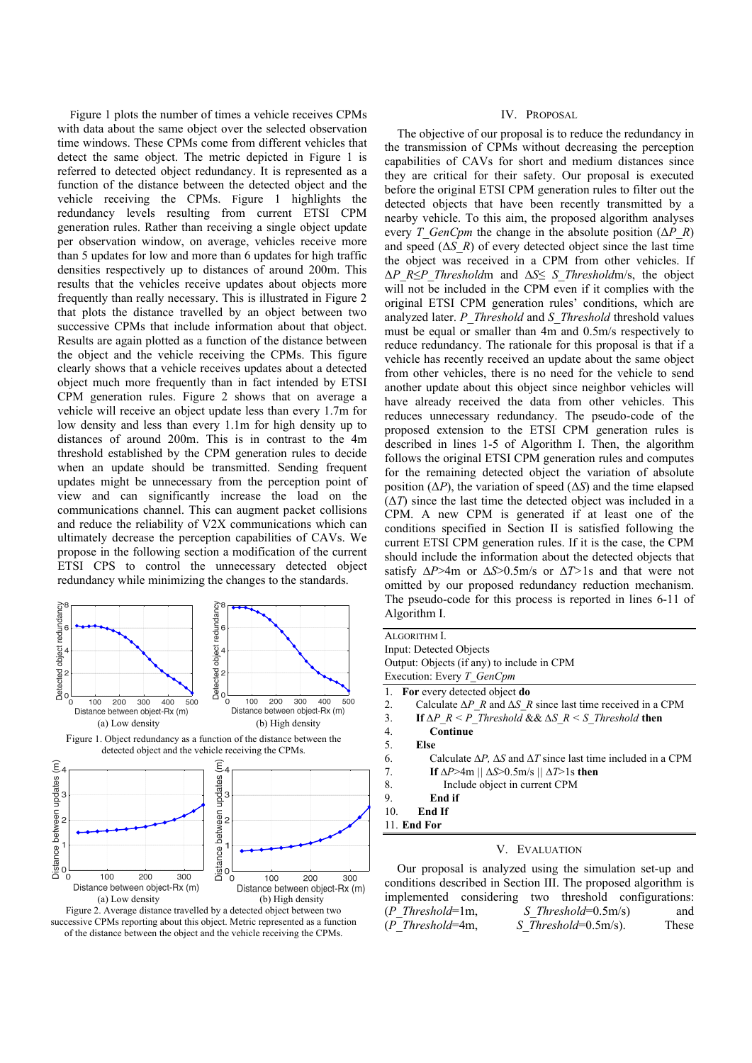Figure 1 plots the number of times a vehicle receives CPMs with data about the same object over the selected observation time windows. These CPMs come from different vehicles that detect the same object. The metric depicted in Figure 1 is referred to detected object redundancy. It is represented as a function of the distance between the detected object and the vehicle receiving the CPMs. Figure 1 highlights the redundancy levels resulting from current ETSI CPM generation rules. Rather than receiving a single object update per observation window, on average, vehicles receive more than 5 updates for low and more than 6 updates for high traffic densities respectively up to distances of around 200m. This results that the vehicles receive updates about objects more frequently than really necessary. This is illustrated in Figure 2 that plots the distance travelled by an object between two successive CPMs that include information about that object. Results are again plotted as a function of the distance between the object and the vehicle receiving the CPMs. This figure clearly shows that a vehicle receives updates about a detected object much more frequently than in fact intended by ETSI CPM generation rules. Figure 2 shows that on average a vehicle will receive an object update less than every 1.7m for low density and less than every 1.1m for high density up to distances of around 200m. This is in contrast to the 4m threshold established by the CPM generation rules to decide when an update should be transmitted. Sending frequent updates might be unnecessary from the perception point of view and can significantly increase the load on the communications channel. This can augment packet collisions and reduce the reliability of V2X communications which can ultimately decrease the perception capabilities of CAVs. We propose in the following section a modification of the current ETSI CPS to control the unnecessary detected object redundancy while minimizing the changes to the standards.

Figure 1. Object redundancy as a function of the distance between the detected object and the vehicle receiving the CPMs.

Figure 2. Average distance travelled by a detected object between two successive CPMs reporting about this object. Metric represented as a function of the distance between the object and the vehicle receiving the CPMs.

## IV. Proposal

The objective of our proposal is to reduce the redundancy in the transmission of CPMs without decreasing the perception capabilities of CAVs for short and medium distances since they are critical for their safety. Our proposal is executed before the original ETSI CPM generation rules to filter out the detected objects that have been recently transmitted by a nearby vehicle. To this aim, the proposed algorithm analyses every *T_GenCpm* the change in the absolute position ($\Delta P\_R$) and speed ($\Delta S\_R$) of every detected object since the last time the object was received in a CPM from other vehicles. If $\Delta P\_R \leq P\_Threshold$m and $\Delta S \leq S\_Threshold$m/s, the object will not be included in the CPM even if it complies with the original ETSI CPM generation rules' conditions, which are analyzed later. *P_Threshold* and *S_Threshold* threshold values must be equal or smaller than 4m and 0.5m/s respectively to reduce redundancy. The rationale for this proposal is that if a vehicle has recently received an update about the same object from other vehicles, there is no need for the vehicle to send another update about this object since neighbor vehicles will have already received the data from other vehicles. This reduces unnecessary redundancy. The pseudo-code of the proposed extension to the ETSI CPM generation rules is described in lines 1-5 of Algorithm I. Then, the algorithm follows the original ETSI CPM generation rules and computes for the remaining detected object the variation of absolute position ($\Delta P$), the variation of speed ($\Delta S$) and the time elapsed ($\Delta T$) since the last time the detected object was included in a CPM. A new CPM is generated if at least one of the conditions specified in Section II is satisfied following the current ETSI CPM generation rules. If it is the case, the CPM should include the information about the detected objects that satisfy $\Delta P$>4m or $\Delta S$>0.5m/s or $\Delta T$>1s and that were not omitted by our proposed redundancy reduction mechanism. The pseudo-code for this process is reported in lines 6-11 of Algorithm I.

```
ALGORITHM I.
Input: Detected Objects
Output: Objects (if any) to include in CPM
Execution: Every T_GenCpm
1.  For every detected object do
2.      Calculate ΔP_R and ΔS_R since last time received in a CPM
3.      If ΔP_R < P_Threshold && ΔS_R < S_Threshold then
4.          Continue
5.      Else
6.          Calculate ΔP, ΔS and ΔT since last time included in a CPM
7.          If ΔP>4m || ΔS>0.5m/s || ΔT>1s then
8.              Include object in current CPM
9.          End if
10.     End If
11. End For
```

## V. Evaluation

Our proposal is analyzed using the simulation set-up and conditions described in Section III. The proposed algorithm is implemented considering two threshold configurations: (*P_Threshold*=1m, *S_Threshold*=0.5m/s) and (*P_Threshold*=4m, *S_Threshold*=0.5m/s). These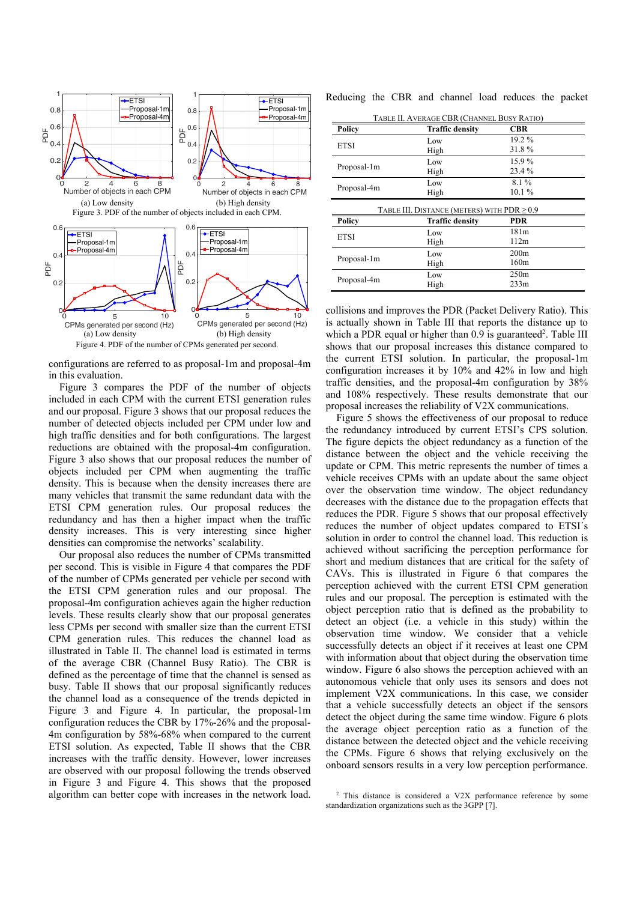Figure 3. PDF of the number of objects included in each CPM. (a) Low density (b) High density

Figure 4. PDF of the number of CPMs generated per second. (a) Low density (b) High density

configurations are referred to as proposal-1m and proposal-4m in this evaluation.

Figure 3 compares the PDF of the number of objects included in each CPM with the current ETSI generation rules and our proposal. Figure 3 shows that our proposal reduces the number of detected objects included per CPM under low and high traffic densities and for both configurations. The largest reductions are obtained with the proposal-4m configuration. Figure 3 also shows that our proposal reduces the number of objects included per CPM when augmenting the traffic density. This is because when the density increases there are many vehicles that transmit the same redundant data with the ETSI CPM generation rules. Our proposal reduces the redundancy and has then a higher impact when the traffic density increases. This is very interesting since higher densities can compromise the networks' scalability.

Our proposal also reduces the number of CPMs transmitted per second. This is visible in Figure 4 that compares the PDF of the number of CPMs generated per vehicle per second with the ETSI CPM generation rules and our proposal. The proposal-4m configuration achieves again the higher reduction levels. These results clearly show that our proposal generates less CPMs per second with smaller size than the current ETSI CPM generation rules. This reduces the channel load as illustrated in Table II. The channel load is estimated in terms of the average CBR (Channel Busy Ratio). The CBR is defined as the percentage of time that the channel is sensed as busy. Table II shows that our proposal significantly reduces the channel load as a consequence of the trends depicted in Figure 3 and Figure 4. In particular, the proposal-1m configuration reduces the CBR by 17%-26% and the proposal-4m configuration by 58%-68% when compared to the current ETSI solution. As expected, Table II shows that the CBR increases with the traffic density. However, lower increases are observed with our proposal following the trends observed in Figure 3 and Figure 4. This shows that the proposed algorithm can better cope with increases in the network load. Reducing the CBR and channel load reduces the packet collisions and improves the PDR (Packet Delivery Ratio). This is actually shown in Table III that reports the distance up to which a PDR equal or higher than 0.9 is guaranteed[2]. Table III shows that our proposal increases this distance compared to the current ETSI solution. In particular, the proposal-1m configuration increases it by 10% and 42% in low and high traffic densities, and the proposal-4m configuration by 38% and 108% respectively. These results demonstrate that our proposal increases the reliability of V2X communications.

TABLE II. AVERAGE CBR (CHANNEL BUSY RATIO)

| Policy | Traffic density | CBR |
|---|---|---|
| ETSI | Low | 19.2 % |
| | High | 31.8 % |
| Proposal-1m | Low | 15.9 % |
| | High | 23.4 % |
| Proposal-4m | Low | 8.1 % |
| | High | 10.1 % |

TABLE III. DISTANCE (METERS) WITH PDR $\geq$ 0.9

| Policy | Traffic density | PDR |
|---|---|---|
| ETSI | Low | 181m |
| | High | 112m |
| Proposal-1m | Low | 200m |
| | High | 160m |
| Proposal-4m | Low | 250m |
| | High | 233m |

Figure 5 shows the effectiveness of our proposal to reduce the redundancy introduced by current ETSI's CPS solution. The figure depicts the object redundancy as a function of the distance between the object and the vehicle receiving the update or CPM. This metric represents the number of times a vehicle receives CPMs with an update about the same object over the observation time window. The object redundancy decreases with the distance due to the propagation effects that reduces the PDR. Figure 5 shows that our proposal effectively reduces the number of object updates compared to ETSI´s solution in order to control the channel load. This reduction is achieved without sacrificing the perception performance for short and medium distances that are critical for the safety of CAVs. This is illustrated in Figure 6 that compares the perception achieved with the current ETSI CPM generation rules and our proposal. The perception is estimated with the object perception ratio that is defined as the probability to detect an object (i.e. a vehicle in this study) within the observation time window. We consider that a vehicle successfully detects an object if it receives at least one CPM with information about that object during the observation time window. Figure 6 also shows the perception achieved with an autonomous vehicle that only uses its sensors and does not implement V2X communications. In this case, we consider that a vehicle successfully detects an object if the sensors detect the object during the same time window. Figure 6 plots the average object perception ratio as a function of the distance between the detected object and the vehicle receiving the CPMs. Figure 6 shows that relying exclusively on the onboard sensors results in a very low perception performance.

[2] This distance is considered a V2X performance reference by some standardization organizations such as the 3GPP [7].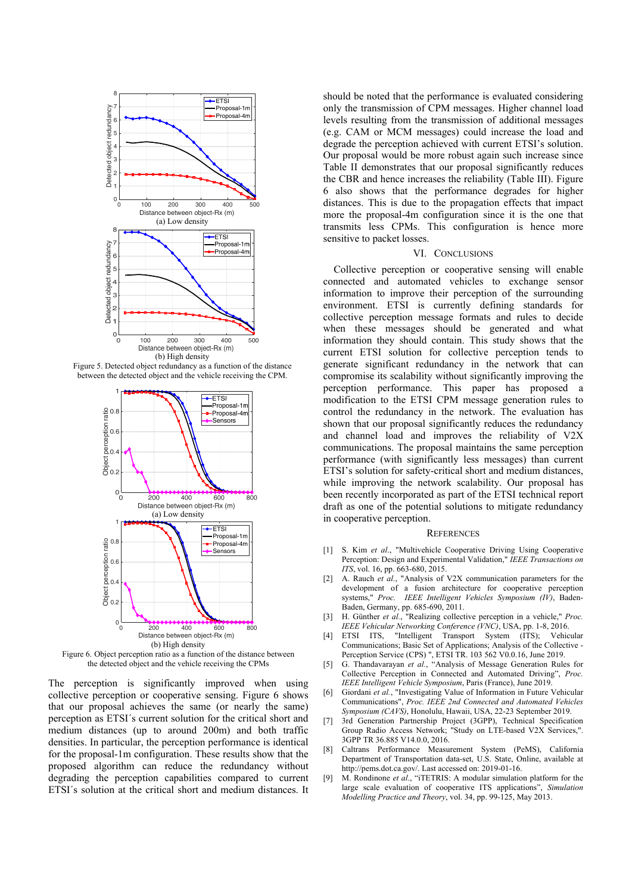Detected object redundancy

8
7
6
5
4
3
2
1
0

100 200 300 400 500

Distance between object-Rx (m)

ETSI
Proposal-1m
Proposal-4m

(a) Low density

Detected object redundancy

8
7
6
5
4
3
2
1
0

100 200 300 400 500

Distance between object-Rx (m)

ETSI
Proposal-1m
Proposal-4m

(b) High density

Figure 5. Detected object redundancy as a function of the distance between the detected object and the vehicle receiving the CPM.

Object perception ratio

1
0.8
0.6
0.4
0.2
0

0 200 400 600 800

Distance between object-Rx (m)

ETSI
Proposal-1m
Proposal-4m
Sensors

(a) Low density

Object perception ratio

1
0.8
0.6
0.4
0.2
0

0 200 400 600 800

Distance between object-Rx (m)

ETSI
Proposal-1m
Proposal-4m
Sensors

(b) High density

Figure 6. Object perception ratio as a function of the distance between the detected object and the vehicle receiving the CPMs

The perception is significantly improved when using collective perception or cooperative sensing. Figure 6 shows that our proposal achieves the same (or nearly the same) perception as ETSI´s current solution for the critical short and medium distances (up to around 200m) and both traffic densities. In particular, the perception performance is identical for the proposal-1m configuration. These results show that the proposed algorithm can reduce the redundancy without degrading the perception capabilities compared to current ETSI´s solution at the critical short and medium distances. It should be noted that the performance is evaluated considering only the transmission of CPM messages. Higher channel load levels resulting from the transmission of additional messages (e.g. CAM or MCM messages) could increase the load and degrade the perception achieved with current ETSI's solution. Our proposal would be more robust again such increase since Table II demonstrates that our proposal significantly reduces the CBR and hence increases the reliability (Table III). Figure 6 also shows that the performance degrades for higher distances. This is due to the propagation effects that impact more the proposal-4m configuration since it is the one that transmits less CPMs. This configuration is hence more sensitive to packet losses.

## VI. Conclusions

Collective perception or cooperative sensing will enable connected and automated vehicles to exchange sensor information to improve their perception of the surrounding environment. ETSI is currently defining standards for collective perception message formats and rules to decide when these messages should be generated and what information they should contain. This study shows that the current ETSI solution for collective perception tends to generate significant redundancy in the network that can compromise its scalability without significantly improving the perception performance. This paper has proposed a modification to the ETSI CPM message generation rules to control the redundancy in the network. The evaluation has shown that our proposal significantly reduces the redundancy and channel load and improves the reliability of V2X communications. The proposal maintains the same perception performance (with significantly less messages) than current ETSI's solution for safety-critical short and medium distances, while improving the network scalability. Our proposal has been recently incorporated as part of the ETSI technical report draft as one of the potential solutions to mitigate redundancy in cooperative perception.

## References

[1] S. Kim *et al.*, "Multivehicle Cooperative Driving Using Cooperative Perception: Design and Experimental Validation," *IEEE Transactions on ITS*, vol. 16, pp. 663-680, 2015.

[2] A. Rauch *et al.*, "Analysis of V2X communication parameters for the development of a fusion architecture for cooperative perception systems," *Proc. IEEE Intelligent Vehicles Symposium (IV)*, Baden-Baden, Germany, pp. 685-690, 2011.

[3] H. Günther *et al.*, "Realizing collective perception in a vehicle," *Proc. IEEE Vehicular Networking Conference (VNC)*, USA, pp. 1-8, 2016.

[4] ETSI ITS, "Intelligent Transport System (ITS); Vehicular Communications; Basic Set of Applications; Analysis of the Collective - Perception Service (CPS) ", ETSI TR. 103 562 V0.0.16, June 2019.

[5] G. Thandavarayan *et al.*, "Analysis of Message Generation Rules for Collective Perception in Connected and Automated Driving", *Proc. IEEE Intelligent Vehicle Symposium*, Paris (France), June 2019.

[6] Giordani *et al.*, "Investigating Value of Information in Future Vehicular Communications", *Proc. IEEE 2nd Connected and Automated Vehicles Symposium (CAVS)*, Honolulu, Hawaii, USA, 22-23 September 2019.

[7] 3rd Generation Partnership Project (3GPP), Technical Specification Group Radio Access Network; "Study on LTE-based V2X Services,". 3GPP TR 36.885 V14.0.0, 2016.

[8] Caltrans Performance Measurement System (PeMS), California Department of Transportation data-set, U.S. State, Online, available at http://pems.dot.ca.gov/. Last accessed on: 2019-01-16.

[9] M. Rondinone *et al*., "iTETRIS: A modular simulation platform for the large scale evaluation of cooperative ITS applications", *Simulation Modelling Practice and Theory*, vol. 34, pp. 99-125, May 2013.